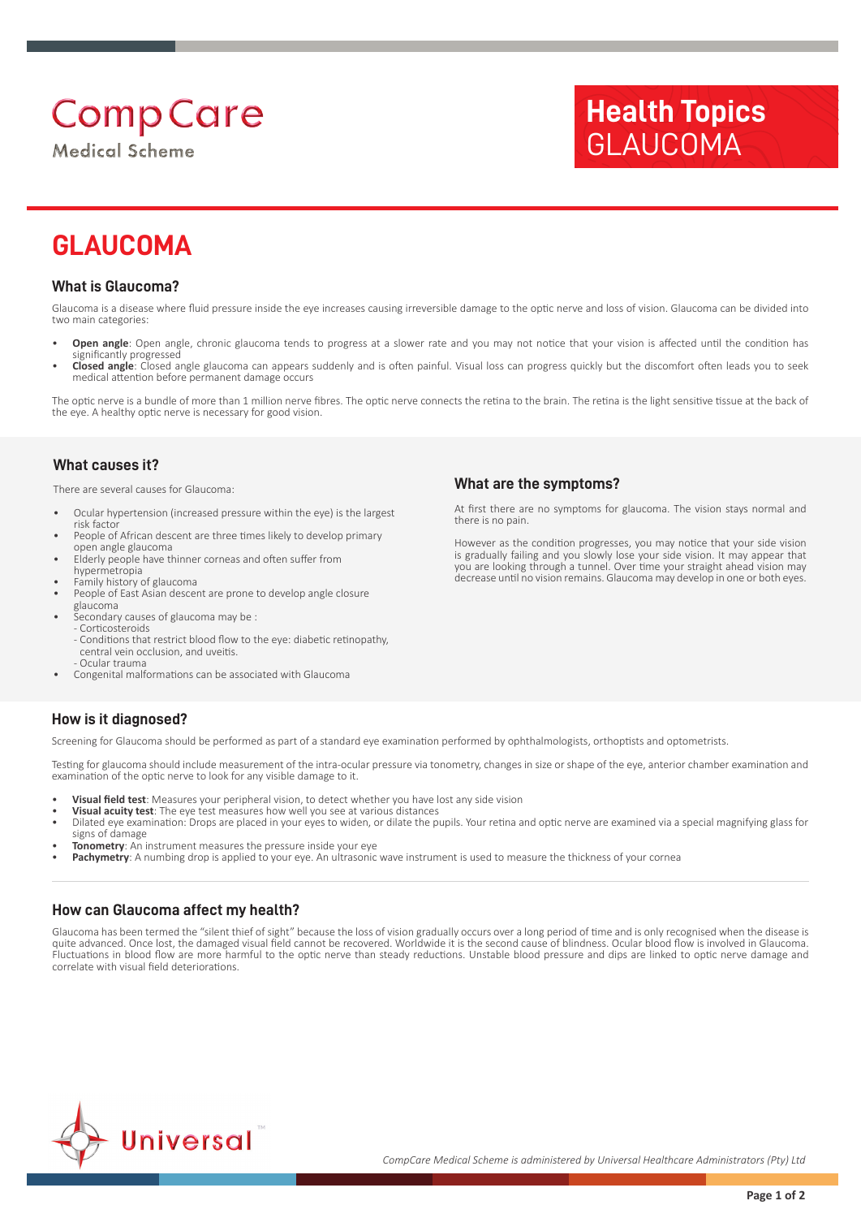CompCare
Medical Scheme

**Health Topics**
GLAUCOMA

# GLAUCOMA

## What is Glaucoma?

Glaucoma is a disease where fluid pressure inside the eye increases causing irreversible damage to the optic nerve and loss of vision. Glaucoma can be divided into two main categories:

- **Open angle**: Open angle, chronic glaucoma tends to progress at a slower rate and you may not notice that your vision is affected until the condition has significantly progressed
- **Closed angle**: Closed angle glaucoma can appears suddenly and is often painful. Visual loss can progress quickly but the discomfort often leads you to seek medical attention before permanent damage occurs

The optic nerve is a bundle of more than 1 million nerve fibres. The optic nerve connects the retina to the brain. The retina is the light sensitive tissue at the back of the eye. A healthy optic nerve is necessary for good vision.

## What causes it?

There are several causes for Glaucoma:

- Ocular hypertension (increased pressure within the eye) is the largest risk factor
- People of African descent are three times likely to develop primary open angle glaucoma
- Elderly people have thinner corneas and often suffer from hypermetropia
- Family history of glaucoma
- People of East Asian descent are prone to develop angle closure glaucoma
- Secondary causes of glaucoma may be :
  - Corticosteroids
  - Conditions that restrict blood flow to the eye: diabetic retinopathy, central vein occlusion, and uveitis.
  - Ocular trauma
- Congenital malformations can be associated with Glaucoma

## What are the symptoms?

At first there are no symptoms for glaucoma. The vision stays normal and there is no pain.

However as the condition progresses, you may notice that your side vision is gradually failing and you slowly lose your side vision. It may appear that you are looking through a tunnel. Over time your straight ahead vision may decrease until no vision remains. Glaucoma may develop in one or both eyes.

## How is it diagnosed?

Screening for Glaucoma should be performed as part of a standard eye examination performed by ophthalmologists, orthoptists and optometrists.

Testing for glaucoma should include measurement of the intra-ocular pressure via tonometry, changes in size or shape of the eye, anterior chamber examination and examination of the optic nerve to look for any visible damage to it.

- **Visual field test**: Measures your peripheral vision, to detect whether you have lost any side vision
- **Visual acuity test**: The eye test measures how well you see at various distances
- Dilated eye examination: Drops are placed in your eyes to widen, or dilate the pupils. Your retina and optic nerve are examined via a special magnifying glass for signs of damage
- **Tonometry**: An instrument measures the pressure inside your eye
- **Pachymetry**: A numbing drop is applied to your eye. An ultrasonic wave instrument is used to measure the thickness of your cornea

## How can Glaucoma affect my health?

Glaucoma has been termed the "silent thief of sight" because the loss of vision gradually occurs over a long period of time and is only recognised when the disease is quite advanced. Once lost, the damaged visual field cannot be recovered. Worldwide it is the second cause of blindness. Ocular blood flow is involved in Glaucoma. Fluctuations in blood flow are more harmful to the optic nerve than steady reductions. Unstable blood pressure and dips are linked to optic nerve damage and correlate with visual field deteriorations.

Universal™

*CompCare Medical Scheme is administered by Universal Healthcare Administrators (Pty) Ltd*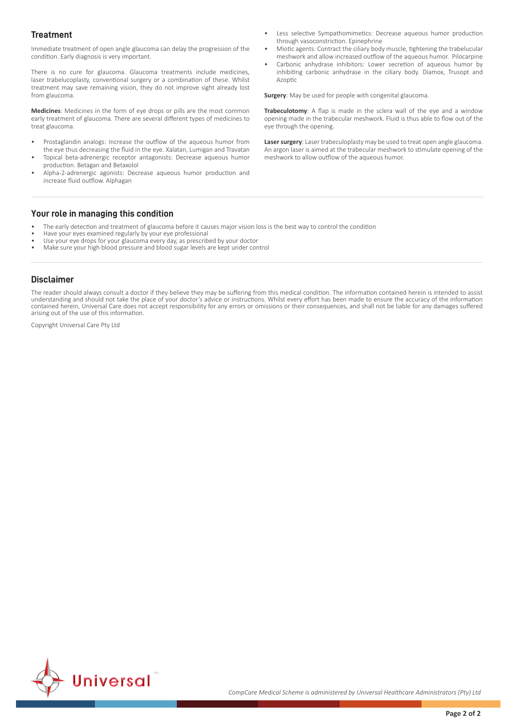## Treatment

Immediate treatment of open angle glaucoma can delay the progression of the condition. Early diagnosis is very important.

There is no cure for glaucoma. Glaucoma treatments include medicines, laser trabelucoplasty, conventional surgery or a combination of these. Whilst treatment may save remaining vision, they do not improve sight already lost from glaucoma.

**Medicines**: Medicines in the form of eye drops or pills are the most common early treatment of glaucoma. There are several different types of medicines to treat glaucoma.

- Prostaglandin analogs: Increase the outflow of the aqueous humor from the eye thus decreasing the fluid in the eye. Xalatan, Lumigan and Travatan
- Topical beta-adrenergic receptor antagonists: Decrease aqueous humor production. Betagan and Betaxolol
- Alpha-2-adrenergic agonists: Decrease aqueous humor production and increase fluid outflow. Alphagan
- Less selective Sympathomimetics: Decrease aqueous humor production through vasoconstriction. Epinephrine
- Miotic agents: Contract the ciliary body muscle, tightening the trabelucular meshwork and allow increased outflow of the aqueous humor. Pilocarpine
- Carbonic anhydrase inhibitors: Lower secretion of aqueous humor by inhibiting carbonic anhydrase in the ciliary body. Diamox, Trusopt and Azoptic

**Surgery**: May be used for people with congenital glaucoma.

**Trabeculotomy**: A flap is made in the sclera wall of the eye and a window opening made in the trabecular meshwork. Fluid is thus able to flow out of the eye through the opening.

**Laser surgery**: Laser trabeculoplasty may be used to treat open angle glaucoma. An argon laser is aimed at the trabecular meshwork to stimulate opening of the meshwork to allow outflow of the aqueous humor.

## Your role in managing this condition

- The early detection and treatment of glaucoma before it causes major vision loss is the best way to control the condition
- Have your eyes examined regularly by your eye professional
- Use your eye drops for your glaucoma every day, as prescribed by your doctor
- Make sure your high blood pressure and blood sugar levels are kept under control

## Disclaimer

The reader should always consult a doctor if they believe they may be suffering from this medical condition. The information contained herein is intended to assist understanding and should not take the place of your doctor's advice or instructions. Whilst every effort has been made to ensure the accuracy of the information contained herein, Universal Care does not accept responsibility for any errors or omissions or their consequences, and shall not be liable for any damages suffered arising out of the use of this information.

Copyright Universal Care Pty Ltd

Universal™

*CompCare Medical Scheme is administered by Universal Healthcare Administrators (Pty) Ltd*